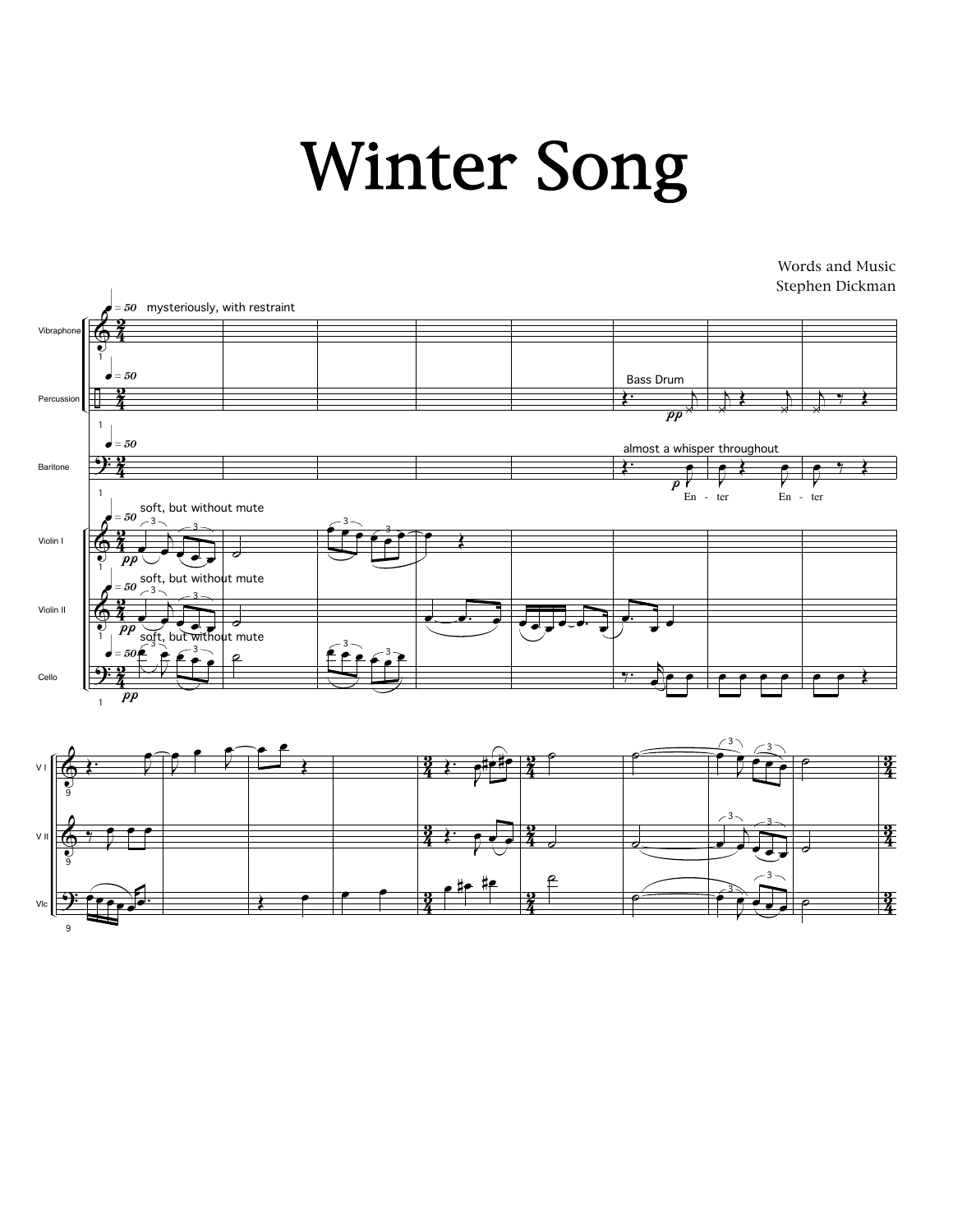# Winter Song

Words and Music
Stephen Dickman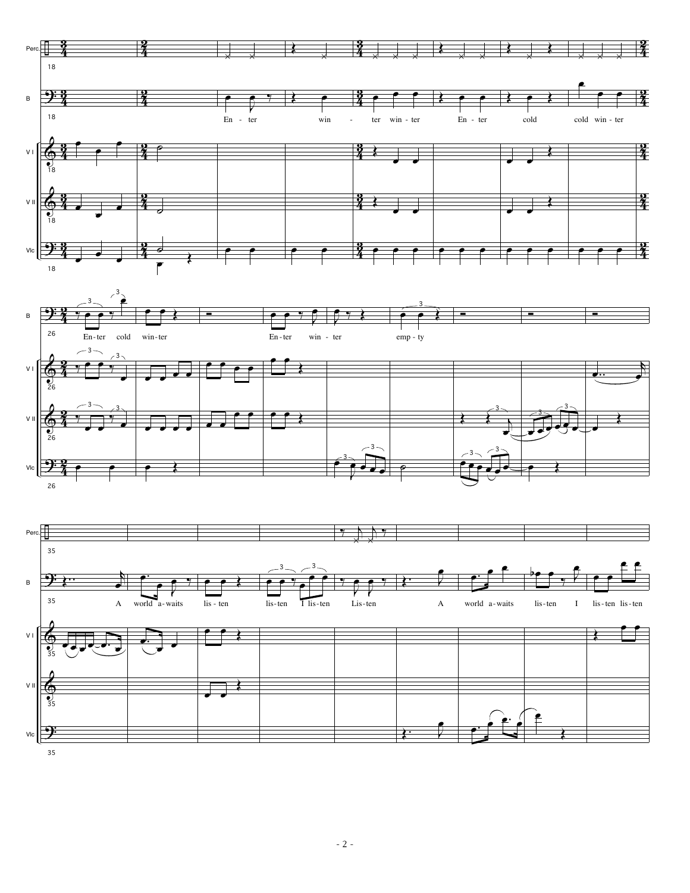En - ter win - ter win - ter En - ter cold cold win - ter

En - ter cold win - ter En - ter win - ter emp - ty

A world a - waits lis - ten lis - ten I lis - ten Lis - ten A world a - waits lis - ten I lis - ten lis - ten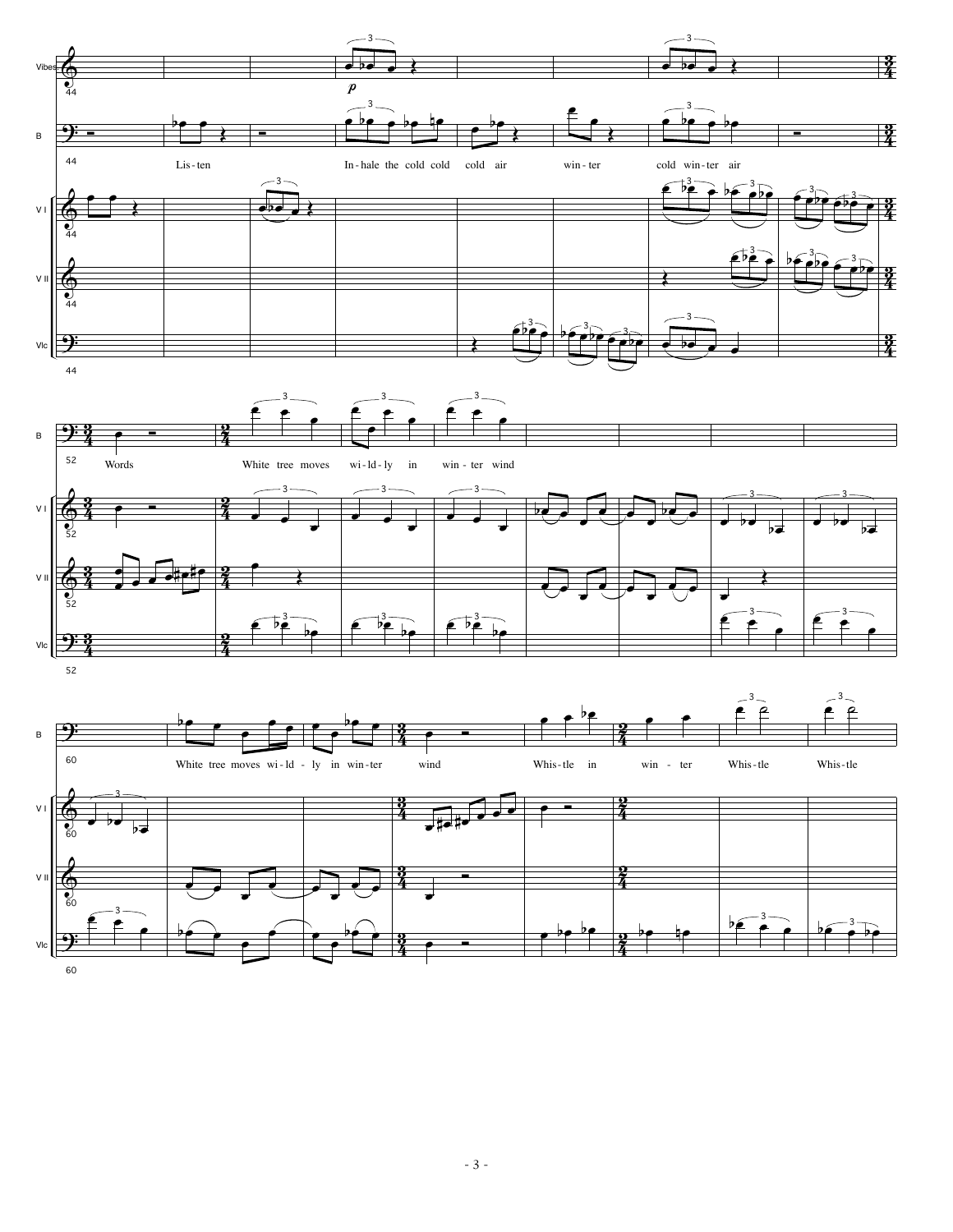Listen
Inhale the cold cold cold air winter cold winter air

Words
White tree moves wildly in winter wind

White tree moves wildly in winter wind
Whistle in winter Whistle Whistle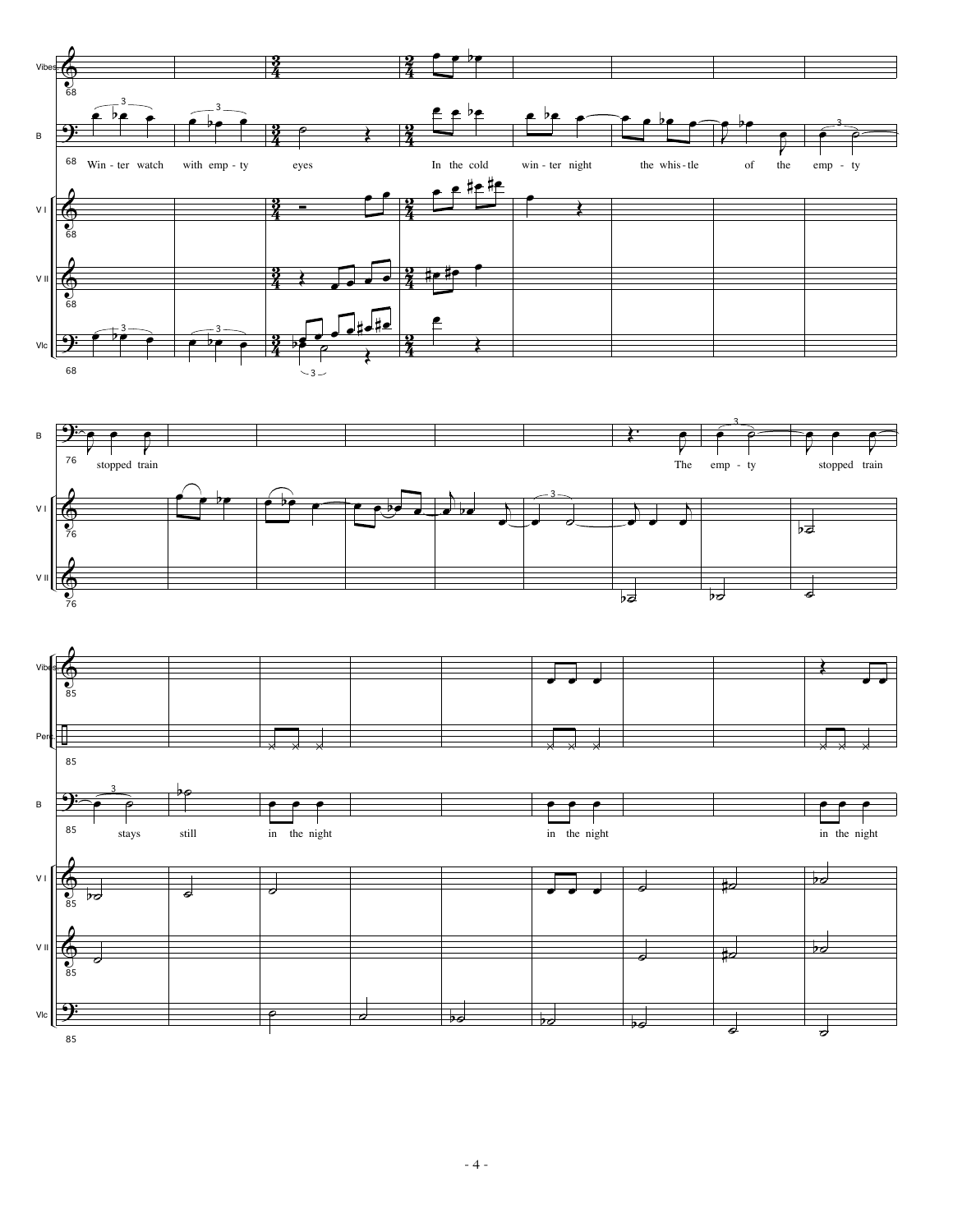Win - ter watch with emp - ty eyes In the cold win - ter night the whis - tle of the emp - ty

stopped train The emp - ty stopped train

stays still in the night in the night in the night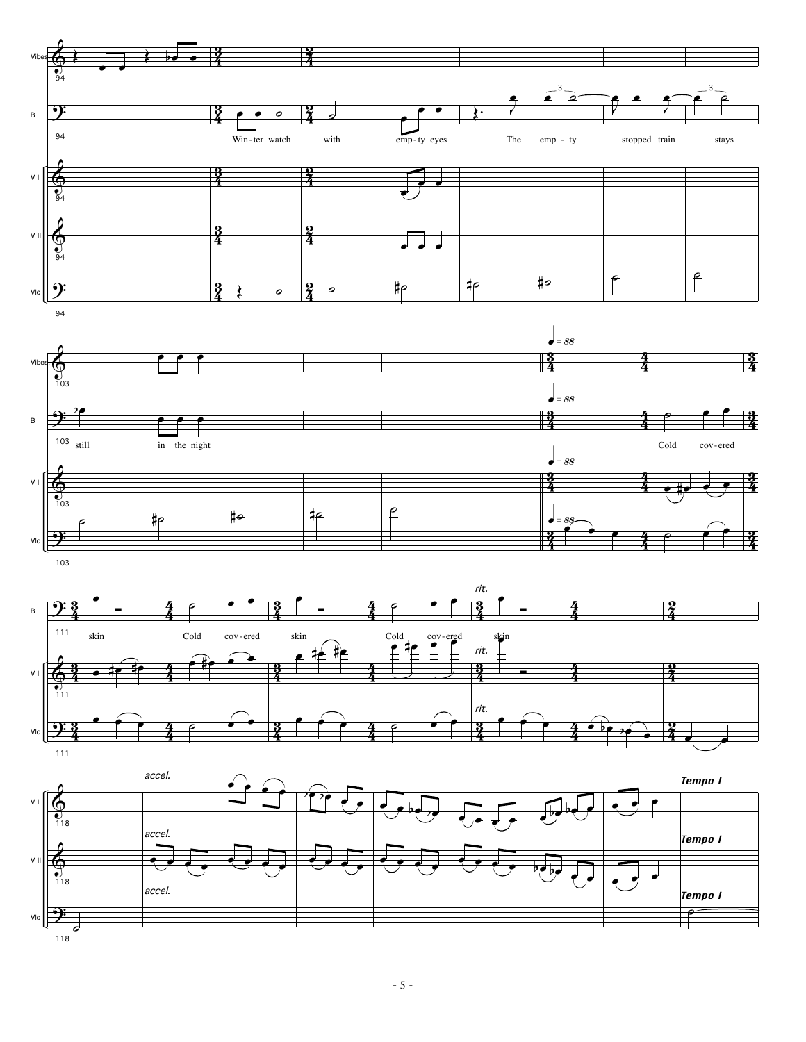Vibes

B

Win-ter watch with emp-ty eyes The emp-ty stopped train stays still in the night

V I

V II

Vlc

♩ = 88

Cold cov-ered skin Cold cov-ered skin Cold cov-ered skin

*rit.*

*accel.*

*Tempo I*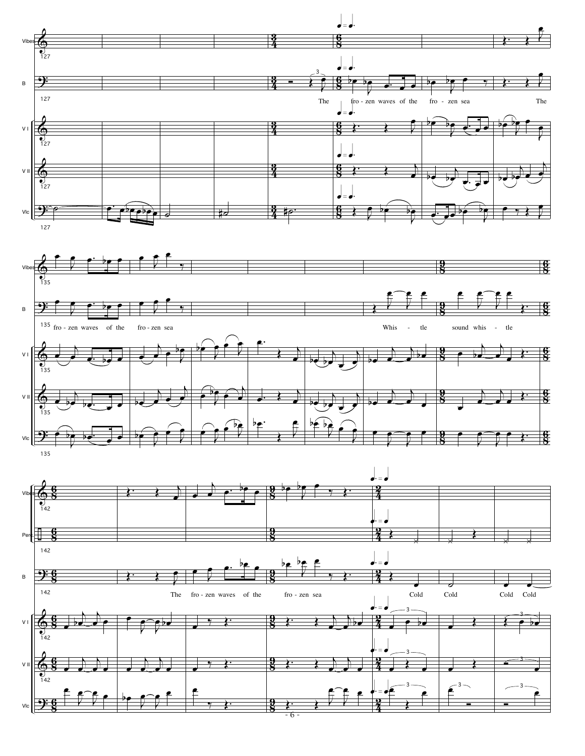Vibes

B

The fro - zen waves of the fro - zen sea The

V I

V II

Vlc

fro - zen waves of the fro - zen sea

Whis - tle sound whis - tle

The fro - zen waves of the fro - zen sea

Cold Cold Cold Cold

Perc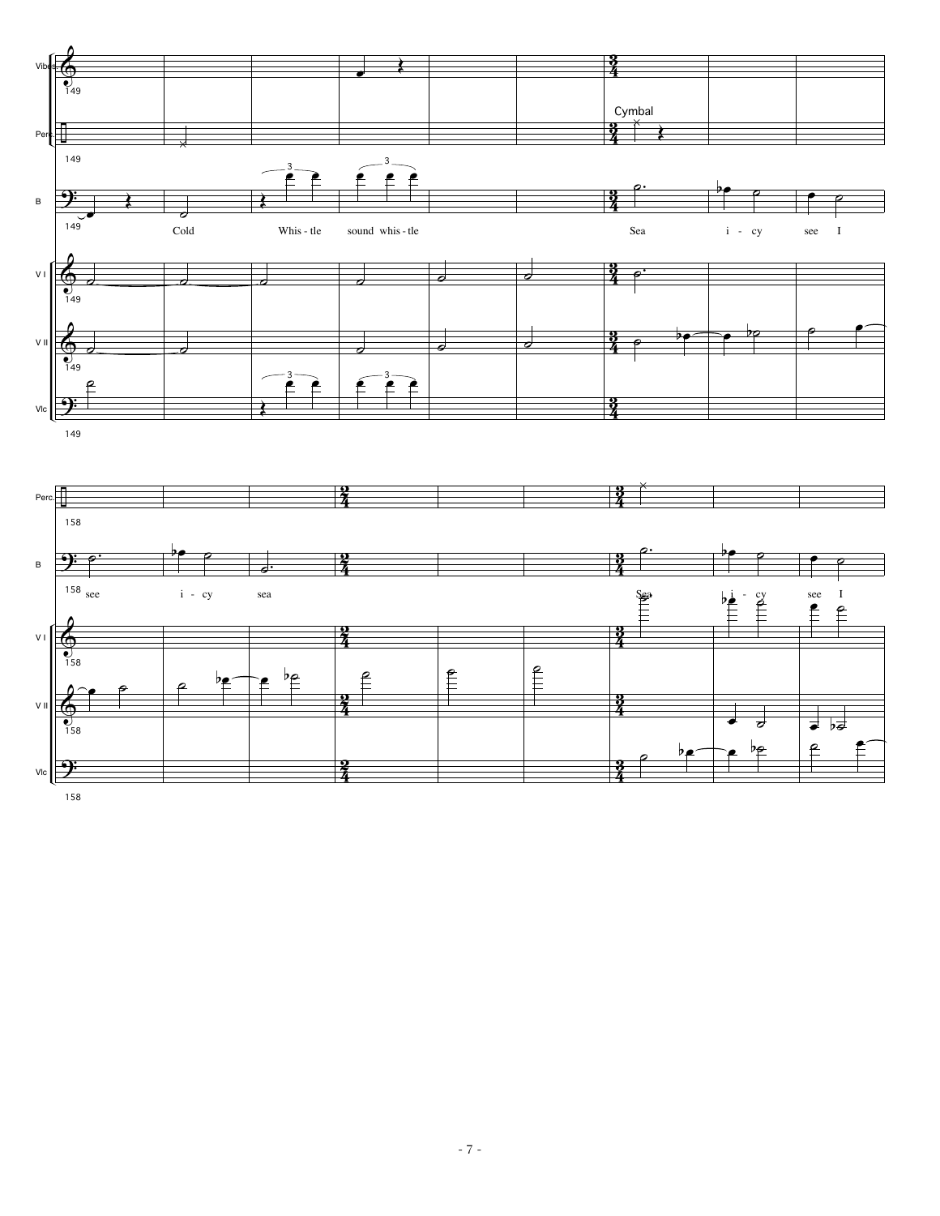Vibes.

Perc.

Cymbal

B

Cold Whis - tle sound whis - tle Sea i - cy see I

V I

V II

Vlc

Perc.

B

see i - cy sea Sea i - cy see I

V I

V II

Vlc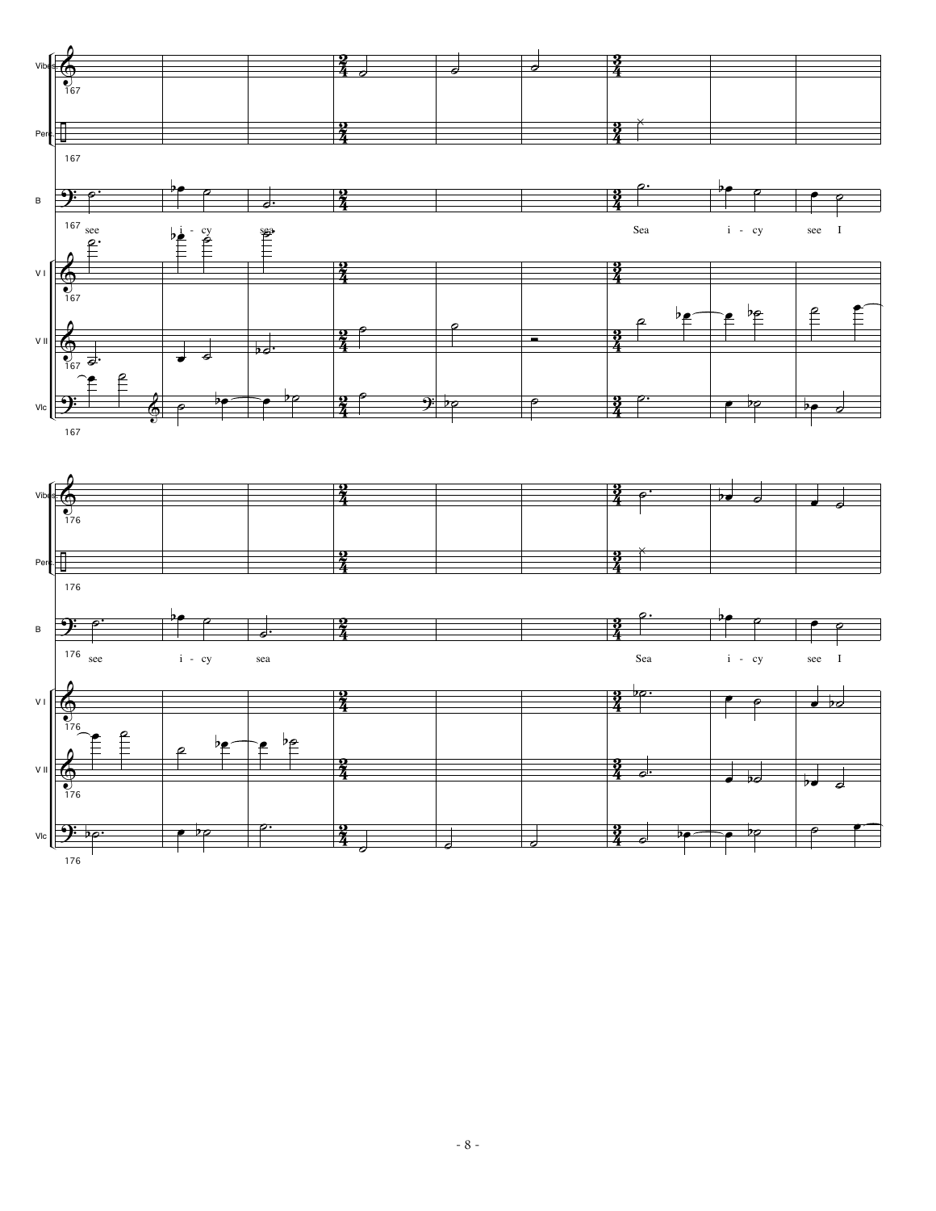Vibes

Perc.

B

see i - cy sea

Sea i - cy see I

V I

V II

Vlc

Vibes

Perc.

B

see i - cy sea

Sea i - cy see I

V I

V II

Vlc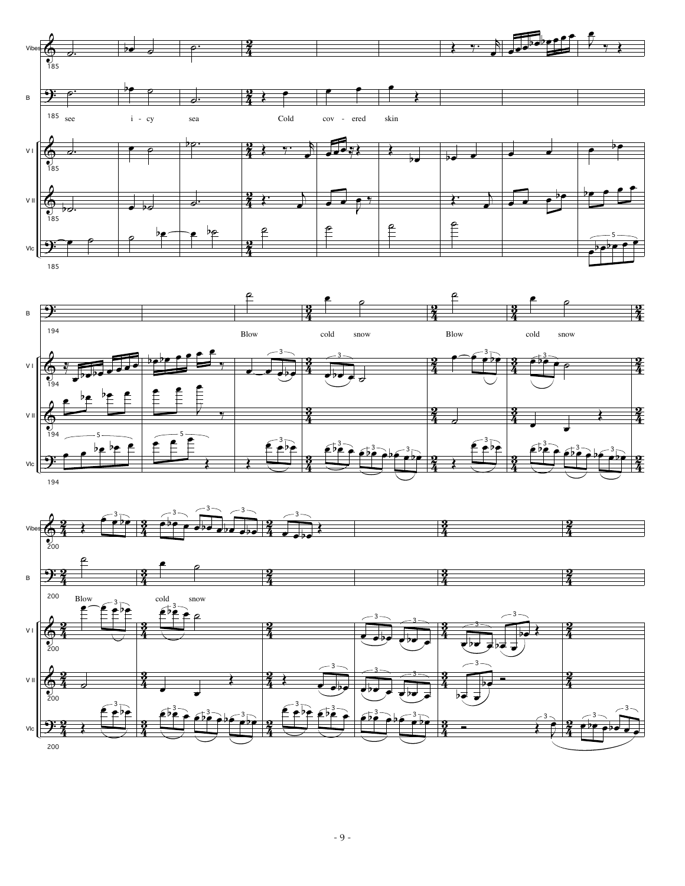185 see i - cy sea Cold cov - ered skin

194 Blow cold snow Blow cold snow

200 Blow cold snow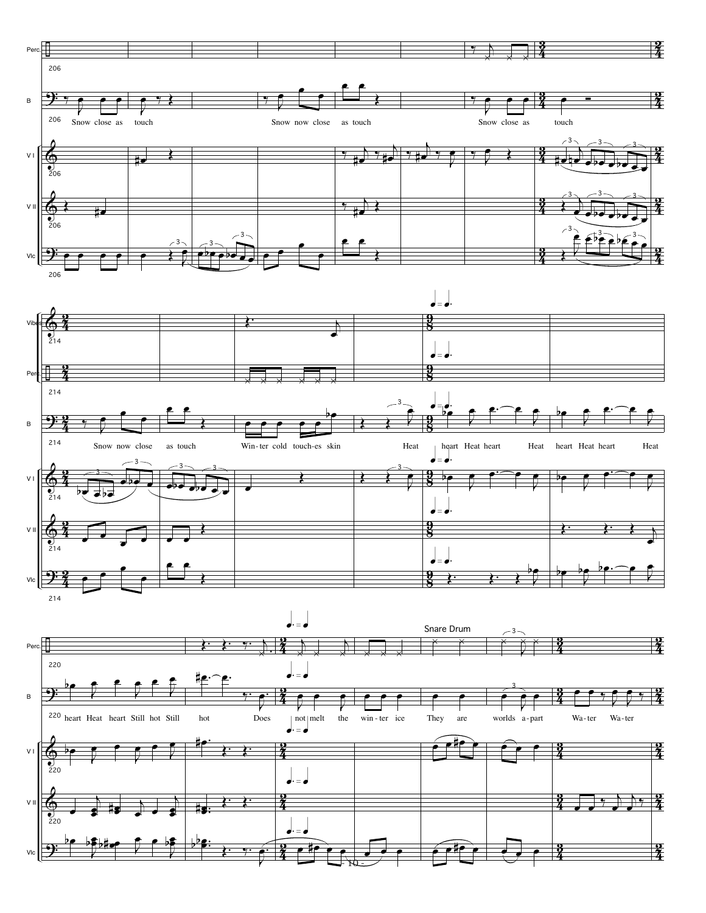Snow close as touch

Snow now close as touch

Snow close as touch

Snow now close as touch

Win-ter cold touch-es skin

Heat heart Heat heart Heat heart Heat heart Heat

heart Heat heart Still hot Still hot

Does not melt the win-ter ice

They are worlds a-part

Wa-ter Wa-ter

Snare Drum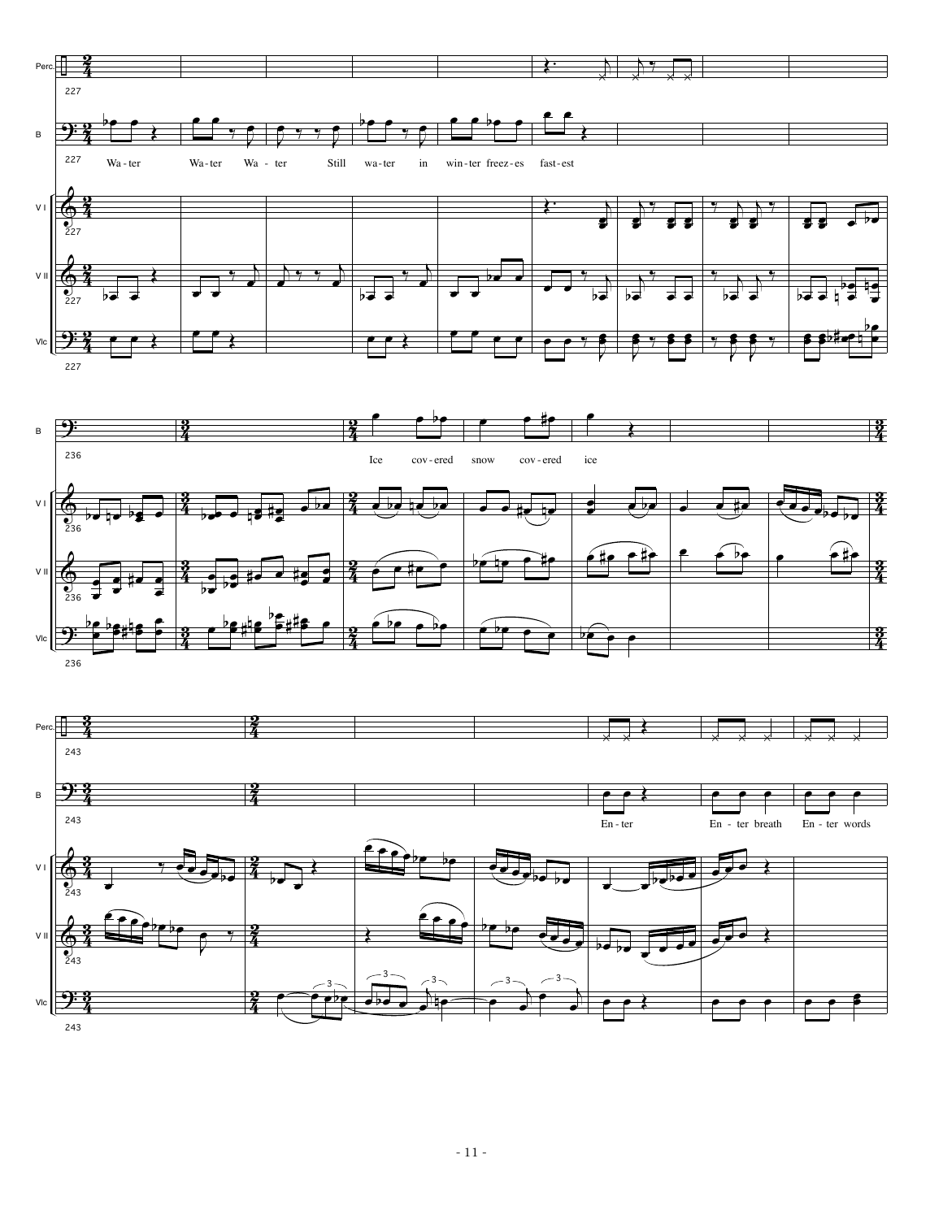Perc.

B

227 Wa - ter Wa - ter Wa - ter Still wa - ter in win - ter freez - es fast - est

V I

V II

Vlc

236 Ice cov - ered snow cov - ered ice

243 En - ter En - ter breath En - ter words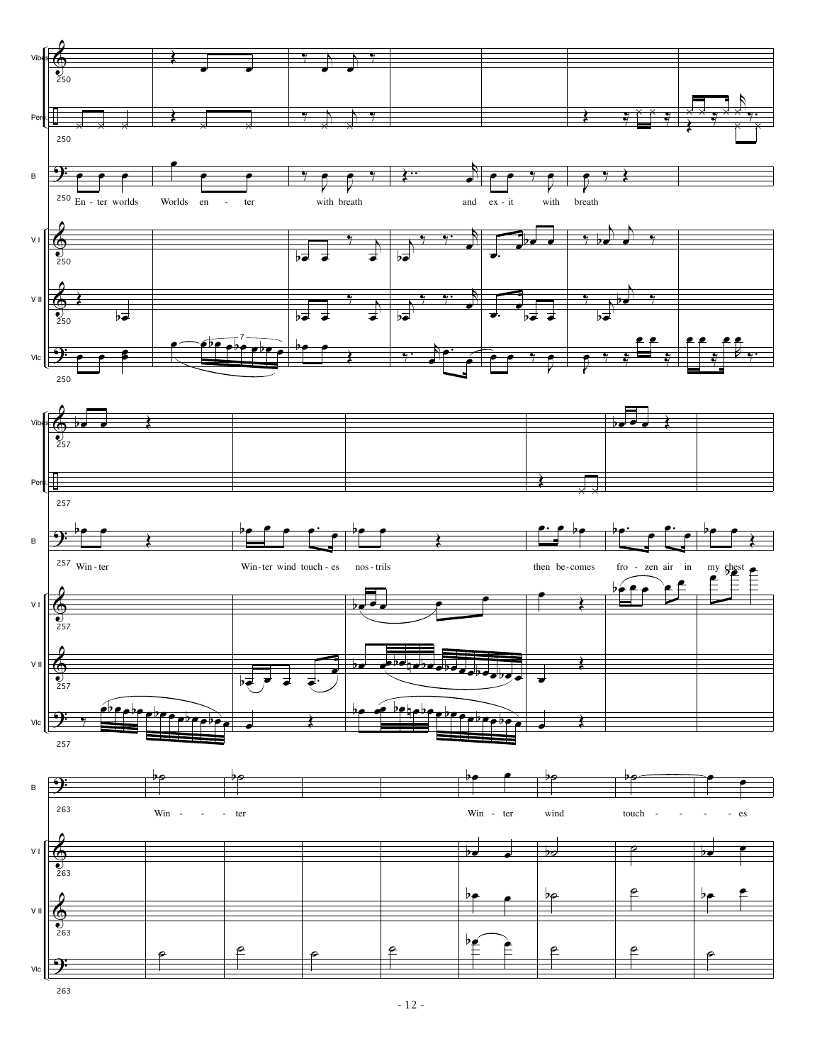Vibes
Perc.
B
V I
V II
Vlc

250

En - ter worlds Worlds en - ter with breath and ex - it with breath

257

Win - ter Win - ter wind touch - es nos - trils then be - comes fro - zen air in my chest

263

Win - - - - ter Win - ter wind touch - - - - - es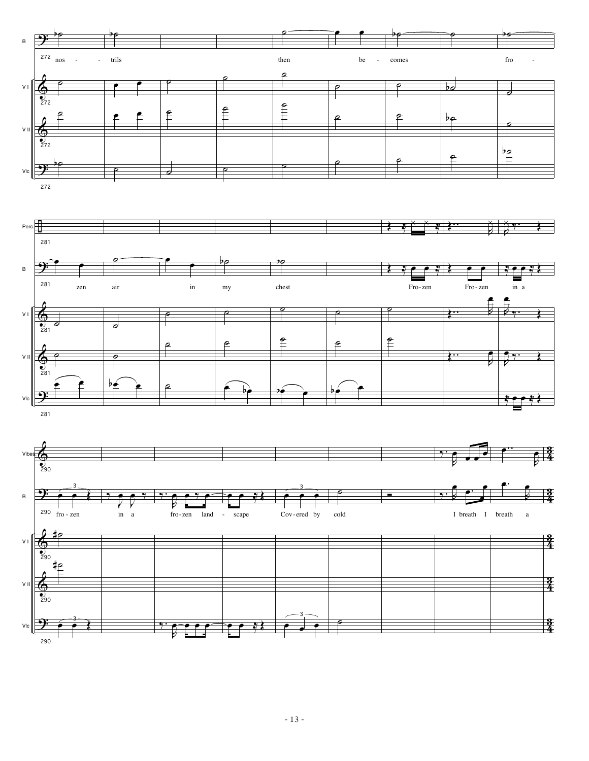B

272 nos - trils then be - comes fro -

V I

272

V II

272

Vlc

272

Perc.

281

B

281 zen air in my chest Fro-zen Fro-zen in a

V I

281

V II

281

Vlc

281

Vibes

290

B

290 fro - zen in a fro-zen land - scape Cov-ered by cold I breath I breath a

V I

290

V II

290

Vlc

290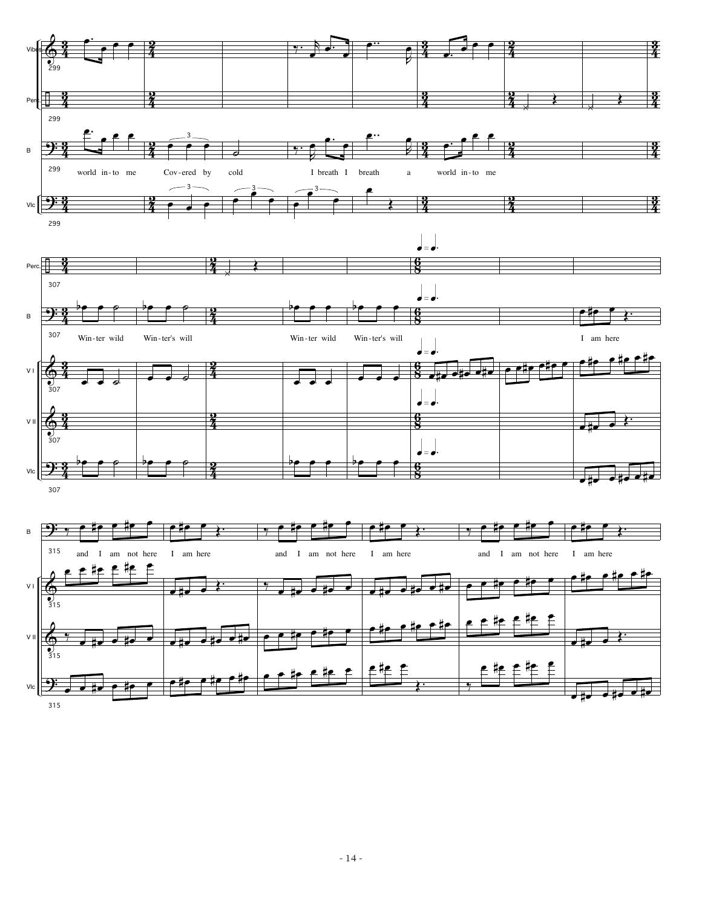world in-to me Cov-ered by cold I breath I breath a world in-to me

Win-ter wild Win-ter's will Win-ter wild Win-ter's will I am here

and I am not here I am here and I am not here I am here and I am not here I am here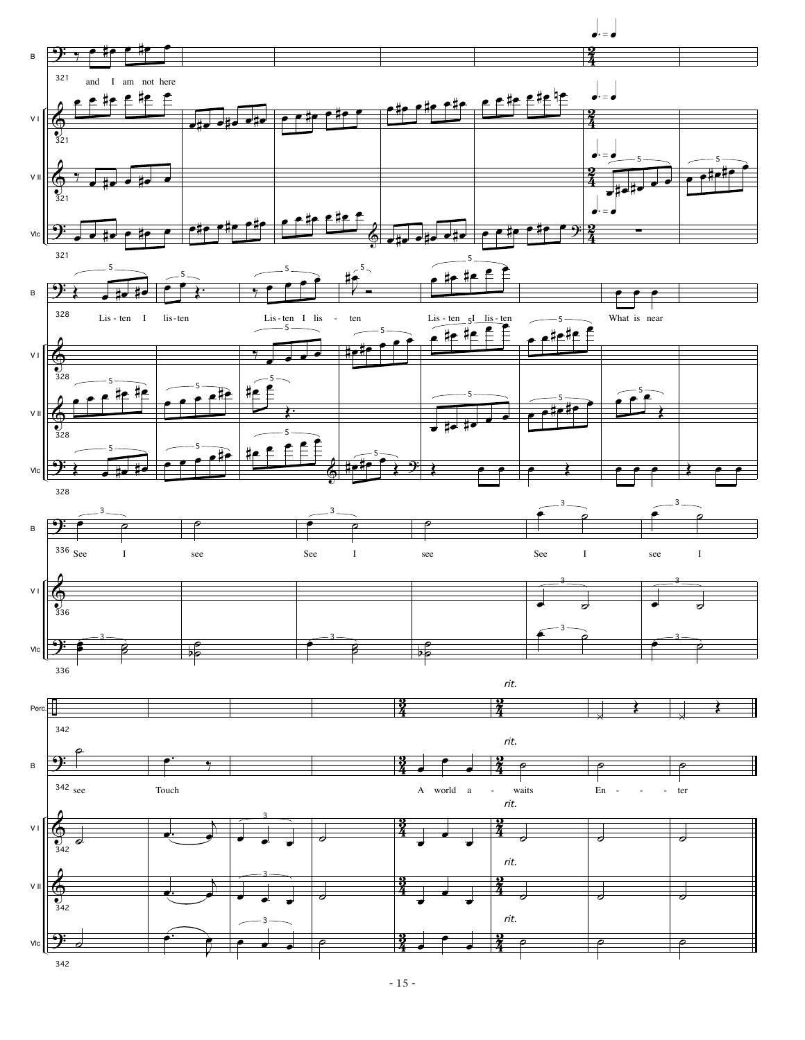B

and I am not here

Lis-ten I lis-ten Lis-ten I lis - ten Lis-ten I lis-ten What is near

See I see See I see See I see I

see Touch A world a - waits En - - - ter

V I

V II

Vlc

Perc.

*rit.*